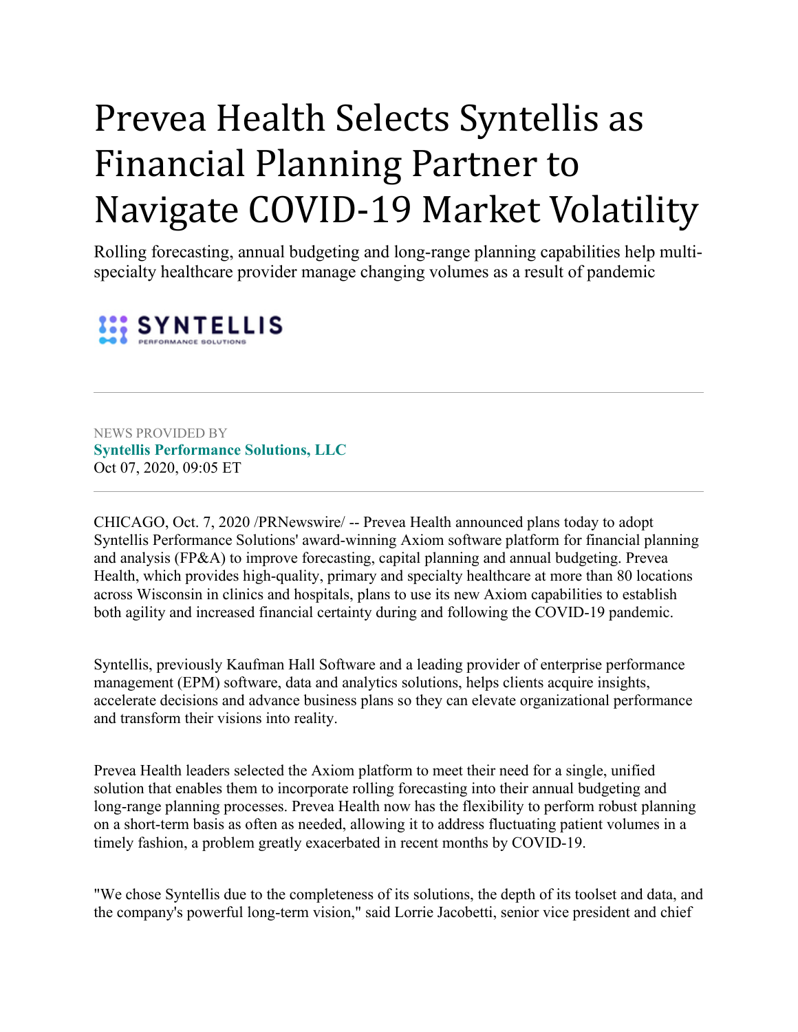# Prevea Health Selects Syntellis as Financial Planning Partner to Navigate COVID-19 Market Volatility

Rolling forecasting, annual budgeting and long-range planning capabilities help multi-specialty healthcare provider manage changing volumes as a result of pandemic

SYNTELLIS
PERFORMANCE SOLUTIONS

---

NEWS PROVIDED BY
**Syntellis Performance Solutions, LLC**
Oct 07, 2020, 09:05 ET

---

CHICAGO, Oct. 7, 2020 /PRNewswire/ -- Prevea Health announced plans today to adopt Syntellis Performance Solutions' award-winning Axiom software platform for financial planning and analysis (FP&A) to improve forecasting, capital planning and annual budgeting. Prevea Health, which provides high-quality, primary and specialty healthcare at more than 80 locations across Wisconsin in clinics and hospitals, plans to use its new Axiom capabilities to establish both agility and increased financial certainty during and following the COVID-19 pandemic.

Syntellis, previously Kaufman Hall Software and a leading provider of enterprise performance management (EPM) software, data and analytics solutions, helps clients acquire insights, accelerate decisions and advance business plans so they can elevate organizational performance and transform their visions into reality.

Prevea Health leaders selected the Axiom platform to meet their need for a single, unified solution that enables them to incorporate rolling forecasting into their annual budgeting and long-range planning processes. Prevea Health now has the flexibility to perform robust planning on a short-term basis as often as needed, allowing it to address fluctuating patient volumes in a timely fashion, a problem greatly exacerbated in recent months by COVID-19.

"We chose Syntellis due to the completeness of its solutions, the depth of its toolset and data, and the company's powerful long-term vision," said Lorrie Jacobetti, senior vice president and chief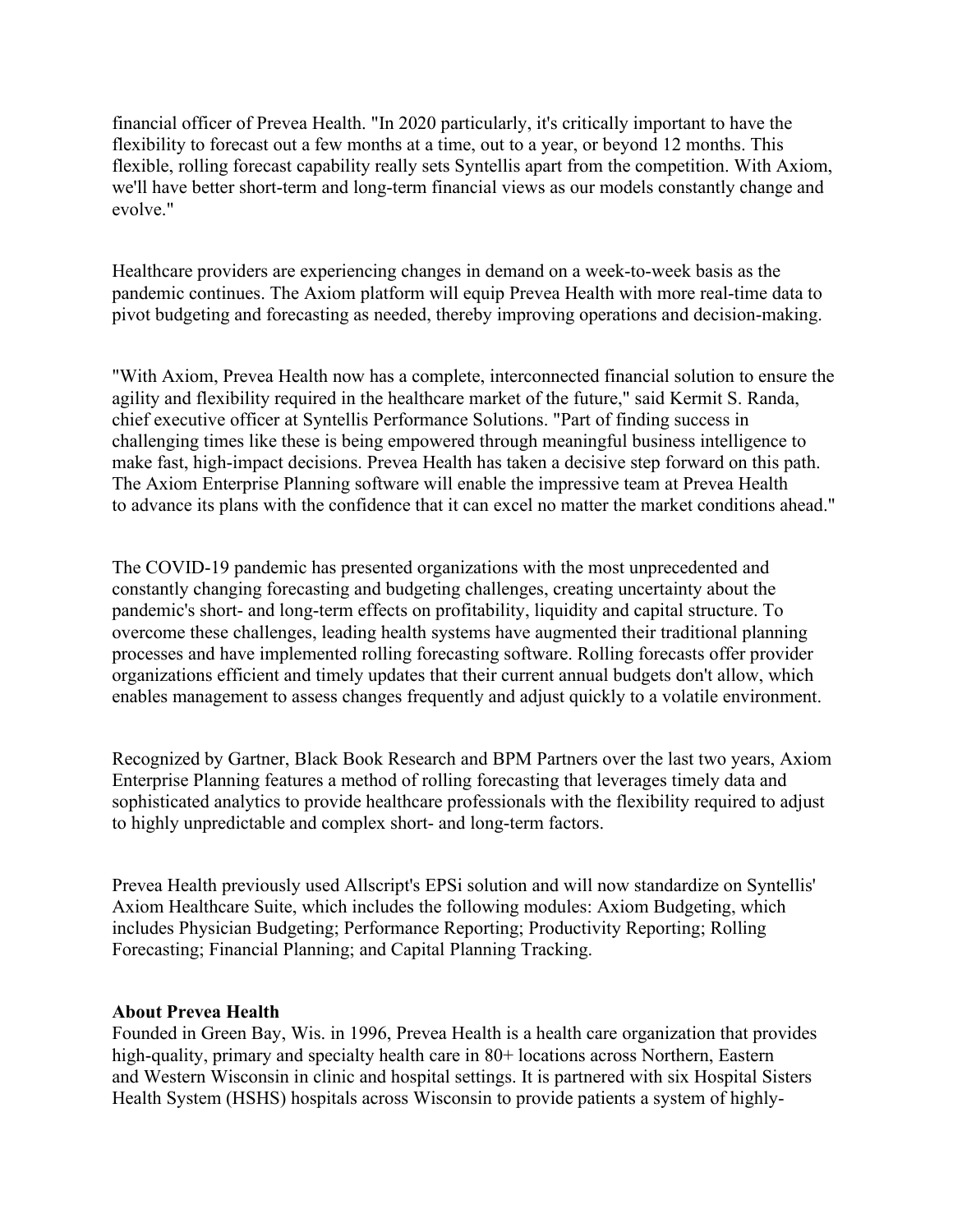financial officer of Prevea Health. "In 2020 particularly, it's critically important to have the flexibility to forecast out a few months at a time, out to a year, or beyond 12 months. This flexible, rolling forecast capability really sets Syntellis apart from the competition. With Axiom, we'll have better short-term and long-term financial views as our models constantly change and evolve."

Healthcare providers are experiencing changes in demand on a week-to-week basis as the pandemic continues. The Axiom platform will equip Prevea Health with more real-time data to pivot budgeting and forecasting as needed, thereby improving operations and decision-making.

"With Axiom, Prevea Health now has a complete, interconnected financial solution to ensure the agility and flexibility required in the healthcare market of the future," said Kermit S. Randa, chief executive officer at Syntellis Performance Solutions. "Part of finding success in challenging times like these is being empowered through meaningful business intelligence to make fast, high-impact decisions. Prevea Health has taken a decisive step forward on this path. The Axiom Enterprise Planning software will enable the impressive team at Prevea Health to advance its plans with the confidence that it can excel no matter the market conditions ahead."

The COVID-19 pandemic has presented organizations with the most unprecedented and constantly changing forecasting and budgeting challenges, creating uncertainty about the pandemic's short- and long-term effects on profitability, liquidity and capital structure. To overcome these challenges, leading health systems have augmented their traditional planning processes and have implemented rolling forecasting software. Rolling forecasts offer provider organizations efficient and timely updates that their current annual budgets don't allow, which enables management to assess changes frequently and adjust quickly to a volatile environment.

Recognized by Gartner, Black Book Research and BPM Partners over the last two years, Axiom Enterprise Planning features a method of rolling forecasting that leverages timely data and sophisticated analytics to provide healthcare professionals with the flexibility required to adjust to highly unpredictable and complex short- and long-term factors.

Prevea Health previously used Allscript's EPSi solution and will now standardize on Syntellis' Axiom Healthcare Suite, which includes the following modules: Axiom Budgeting, which includes Physician Budgeting; Performance Reporting; Productivity Reporting; Rolling Forecasting; Financial Planning; and Capital Planning Tracking.

**About Prevea Health**

Founded in Green Bay, Wis. in 1996, Prevea Health is a health care organization that provides high-quality, primary and specialty health care in 80+ locations across Northern, Eastern and Western Wisconsin in clinic and hospital settings. It is partnered with six Hospital Sisters Health System (HSHS) hospitals across Wisconsin to provide patients a system of highly-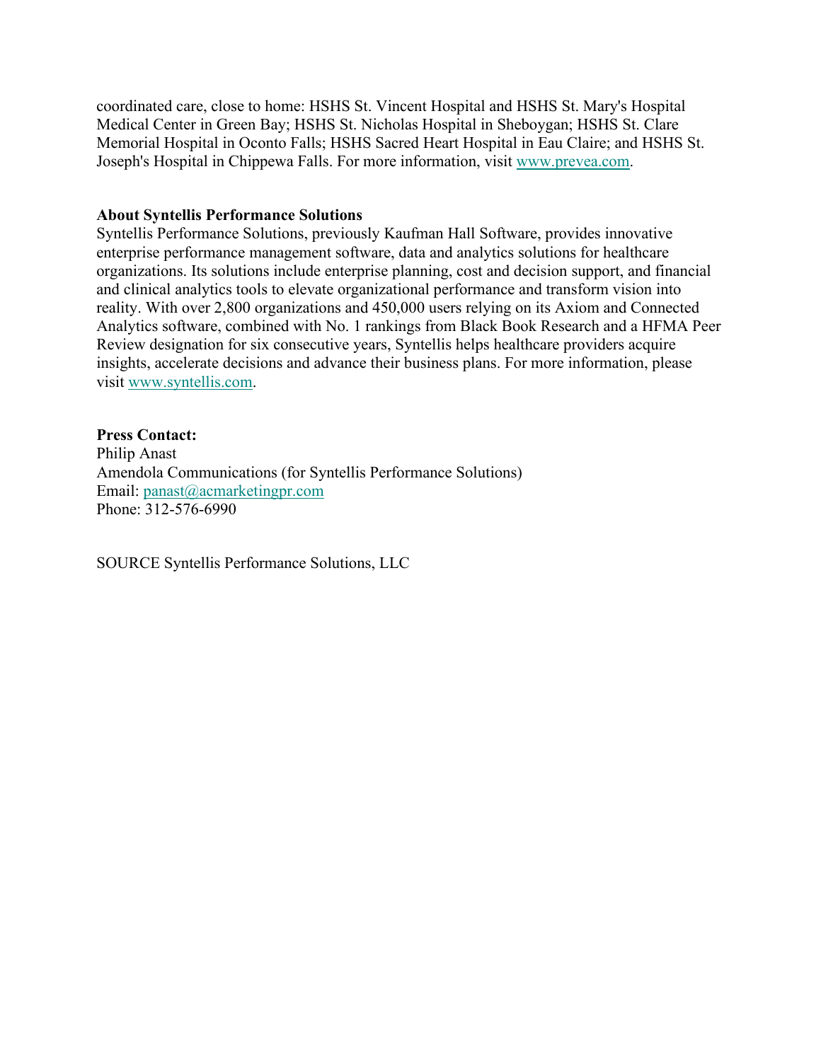coordinated care, close to home: HSHS St. Vincent Hospital and HSHS St. Mary's Hospital Medical Center in Green Bay; HSHS St. Nicholas Hospital in Sheboygan; HSHS St. Clare Memorial Hospital in Oconto Falls; HSHS Sacred Heart Hospital in Eau Claire; and HSHS St. Joseph's Hospital in Chippewa Falls. For more information, visit www.prevea.com.

**About Syntellis Performance Solutions**
Syntellis Performance Solutions, previously Kaufman Hall Software, provides innovative enterprise performance management software, data and analytics solutions for healthcare organizations. Its solutions include enterprise planning, cost and decision support, and financial and clinical analytics tools to elevate organizational performance and transform vision into reality. With over 2,800 organizations and 450,000 users relying on its Axiom and Connected Analytics software, combined with No. 1 rankings from Black Book Research and a HFMA Peer Review designation for six consecutive years, Syntellis helps healthcare providers acquire insights, accelerate decisions and advance their business plans. For more information, please visit www.syntellis.com.

**Press Contact:**
Philip Anast
Amendola Communications (for Syntellis Performance Solutions)
Email: panast@acmarketingpr.com
Phone: 312-576-6990

SOURCE Syntellis Performance Solutions, LLC